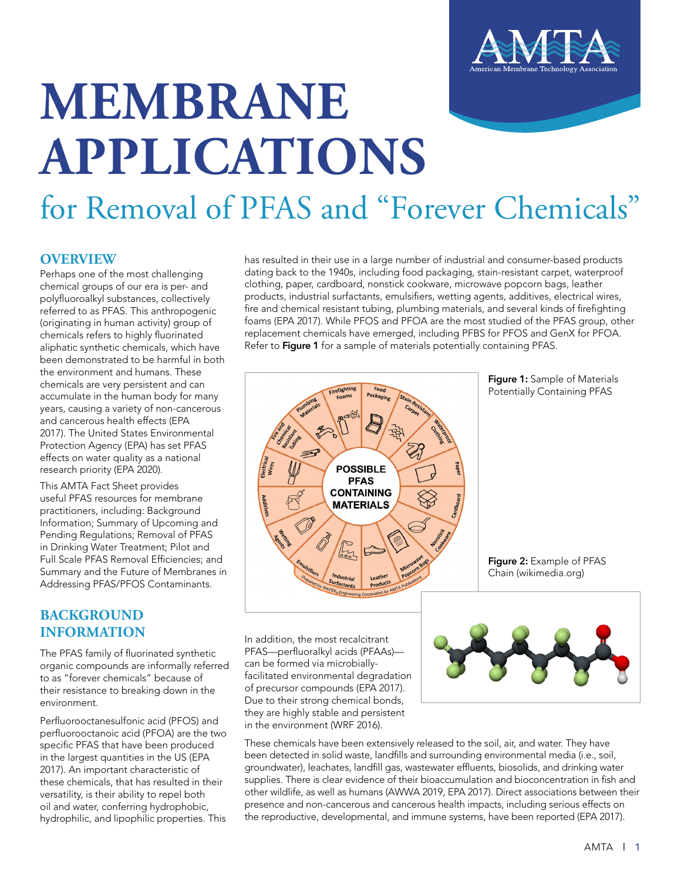# MEMBRANE APPLICATIONS

## for Removal of PFAS and "Forever Chemicals"

## OVERVIEW

Perhaps one of the most challenging chemical groups of our era is per- and polyfluoroalkyl substances, collectively referred to as PFAS. This anthropogenic (originating in human activity) group of chemicals refers to highly fluorinated aliphatic synthetic chemicals, which have been demonstrated to be harmful in both the environment and humans. These chemicals are very persistent and can accumulate in the human body for many years, causing a variety of non-cancerous and cancerous health effects (EPA 2017). The United States Environmental Protection Agency (EPA) has set PFAS effects on water quality as a national research priority (EPA 2020).

This AMTA Fact Sheet provides useful PFAS resources for membrane practitioners, including: Background Information; Summary of Upcoming and Pending Regulations; Removal of PFAS in Drinking Water Treatment; Pilot and Full Scale PFAS Removal Efficiencies; and Summary and the Future of Membranes in Addressing PFAS/PFOS Contaminants.

## BACKGROUND INFORMATION

The PFAS family of fluorinated synthetic organic compounds are informally referred to as "forever chemicals" because of their resistance to breaking down in the environment.

Perfluorooctanesulfonic acid (PFOS) and perfluorooctanoic acid (PFOA) are the two specific PFAS that have been produced in the largest quantities in the US (EPA 2017). An important characteristic of these chemicals, that has resulted in their versatility, is their ability to repel both oil and water, conferring hydrophobic, hydrophilic, and lipophilic properties. This has resulted in their use in a large number of industrial and consumer-based products dating back to the 1940s, including food packaging, stain-resistant carpet, waterproof clothing, paper, cardboard, nonstick cookware, microwave popcorn bags, leather products, industrial surfactants, emulsifiers, wetting agents, additives, electrical wires, fire and chemical resistant tubing, plumbing materials, and several kinds of firefighting foams (EPA 2017). While PFOS and PFOA are the most studied of the PFAS group, other replacement chemicals have emerged, including PFBS for PFOS and GenX for PFOA. Refer to **Figure 1** for a sample of materials potentially containing PFAS.

**Figure 1:** Sample of Materials Potentially Containing PFAS

**Figure 2:** Example of PFAS Chain (wikimedia.org)

In addition, the most recalcitrant PFAS—perfluoralkyl acids (PFAAs)—can be formed via microbially-facilitated environmental degradation of precursor compounds (EPA 2017). Due to their strong chemical bonds, they are highly stable and persistent in the environment (WRF 2016).

These chemicals have been extensively released to the soil, air, and water. They have been detected in solid waste, landfills and surrounding environmental media (i.e., soil, groundwater), leachates, landfill gas, wastewater effluents, biosolids, and drinking water supplies. There is clear evidence of their bioaccumulation and bioconcentration in fish and other wildlife, as well as humans (AWWA 2019, EPA 2017). Direct associations between their presence and non-cancerous and cancerous health impacts, including serious effects on the reproductive, developmental, and immune systems, have been reported (EPA 2017).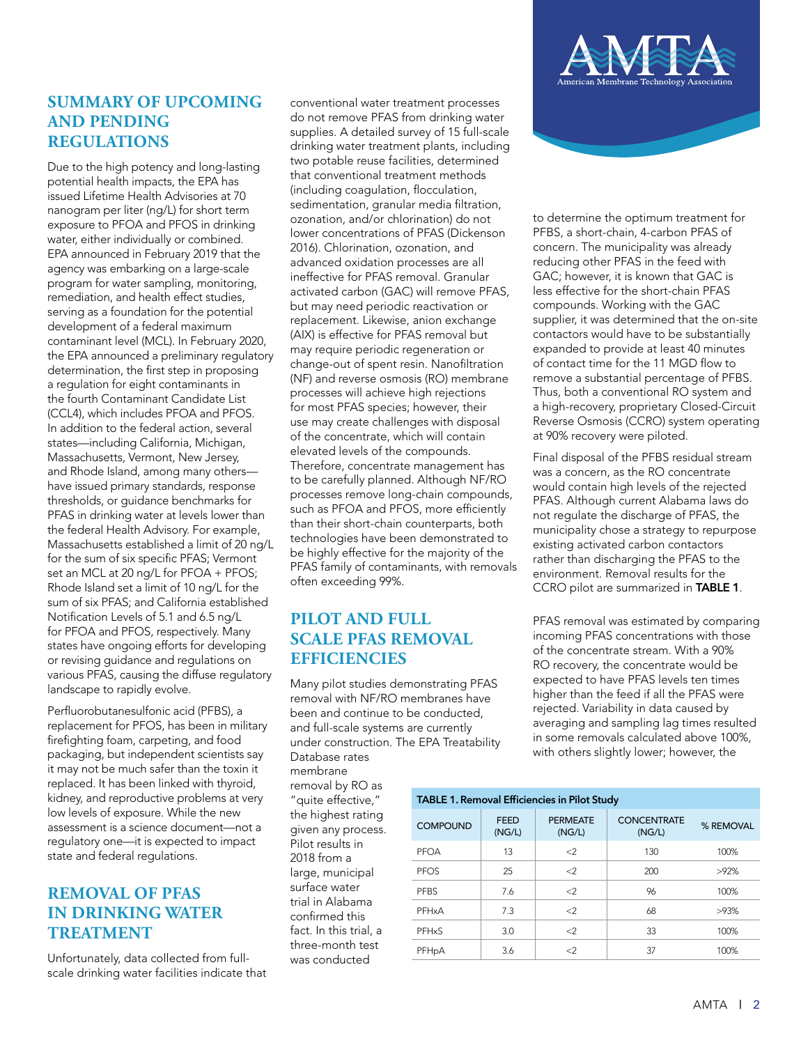## SUMMARY OF UPCOMING AND PENDING REGULATIONS

Due to the high potency and long-lasting potential health impacts, the EPA has issued Lifetime Health Advisories at 70 nanogram per liter (ng/L) for short term exposure to PFOA and PFOS in drinking water, either individually or combined. EPA announced in February 2019 that the agency was embarking on a large-scale program for water sampling, monitoring, remediation, and health effect studies, serving as a foundation for the potential development of a federal maximum contaminant level (MCL). In February 2020, the EPA announced a preliminary regulatory determination, the first step in proposing a regulation for eight contaminants in the fourth Contaminant Candidate List (CCL4), which includes PFOA and PFOS. In addition to the federal action, several states—including California, Michigan, Massachusetts, Vermont, New Jersey, and Rhode Island, among many others—have issued primary standards, response thresholds, or guidance benchmarks for PFAS in drinking water at levels lower than the federal Health Advisory. For example, Massachusetts established a limit of 20 ng/L for the sum of six specific PFAS; Vermont set an MCL at 20 ng/L for PFOA + PFOS; Rhode Island set a limit of 10 ng/L for the sum of six PFAS; and California established Notification Levels of 5.1 and 6.5 ng/L for PFOA and PFOS, respectively. Many states have ongoing efforts for developing or revising guidance and regulations on various PFAS, causing the diffuse regulatory landscape to rapidly evolve.

Perfluorobutanesulfonic acid (PFBS), a replacement for PFOS, has been in military firefighting foam, carpeting, and food packaging, but independent scientists say it may not be much safer than the toxin it replaced. It has been linked with thyroid, kidney, and reproductive problems at very low levels of exposure. While the new assessment is a science document—not a regulatory one—it is expected to impact state and federal regulations.

## REMOVAL OF PFAS IN DRINKING WATER TREATMENT

Unfortunately, data collected from full-scale drinking water facilities indicate that conventional water treatment processes do not remove PFAS from drinking water supplies. A detailed survey of 15 full-scale drinking water treatment plants, including two potable reuse facilities, determined that conventional treatment methods (including coagulation, flocculation, sedimentation, granular media filtration, ozonation, and/or chlorination) do not lower concentrations of PFAS (Dickenson 2016). Chlorination, ozonation, and advanced oxidation processes are all ineffective for PFAS removal. Granular activated carbon (GAC) will remove PFAS, but may need periodic reactivation or replacement. Likewise, anion exchange (AIX) is effective for PFAS removal but may require periodic regeneration or change-out of spent resin. Nanofiltration (NF) and reverse osmosis (RO) membrane processes will achieve high rejections for most PFAS species; however, their use may create challenges with disposal of the concentrate, which will contain elevated levels of the compounds. Therefore, concentrate management has to be carefully planned. Although NF/RO processes remove long-chain compounds, such as PFOA and PFOS, more efficiently than their short-chain counterparts, both technologies have been demonstrated to be highly effective for the majority of the PFAS family of contaminants, with removals often exceeding 99%.

## PILOT AND FULL SCALE PFAS REMOVAL EFFICIENCIES

Many pilot studies demonstrating PFAS removal with NF/RO membranes have been and continue to be conducted, and full-scale systems are currently under construction. The EPA Treatability Database rates membrane removal by RO as "quite effective," the highest rating given any process. Pilot results in 2018 from a large, municipal surface water trial in Alabama confirmed this fact. In this trial, a three-month test was conducted to determine the optimum treatment for PFBS, a short-chain, 4-carbon PFAS of concern. The municipality was already reducing other PFAS in the feed with GAC; however, it is known that GAC is less effective for the short-chain PFAS compounds. Working with the GAC supplier, it was determined that the on-site contactors would have to be substantially expanded to provide at least 40 minutes of contact time for the 11 MGD flow to remove a substantial percentage of PFBS. Thus, both a conventional RO system and a high-recovery, proprietary Closed-Circuit Reverse Osmosis (CCRO) system operating at 90% recovery were piloted.

Final disposal of the PFBS residual stream was a concern, as the RO concentrate would contain high levels of the rejected PFAS. Although current Alabama laws do not regulate the discharge of PFAS, the municipality chose a strategy to repurpose existing activated carbon contactors rather than discharging the PFAS to the environment. Removal results for the CCRO pilot are summarized in **TABLE 1**.

PFAS removal was estimated by comparing incoming PFAS concentrations with those of the concentrate stream. With a 90% RO recovery, the concentrate would be expected to have PFAS levels ten times higher than the feed if all the PFAS were rejected. Variability in data caused by averaging and sampling lag times resulted in some removals calculated above 100%, with others slightly lower; however, the

**TABLE 1. Removal Efficiencies in Pilot Study**

| COMPOUND | FEED (NG/L) | PERMEATE (NG/L) | CONCENTRATE (NG/L) | % REMOVAL |
|---|---|---|---|---|
| PFOA | 13 | <2 | 130 | 100% |
| PFOS | 25 | <2 | 200 | >92% |
| PFBS | 7.6 | <2 | 96 | 100% |
| PFHxA | 7.3 | <2 | 68 | >93% |
| PFHxS | 3.0 | <2 | 33 | 100% |
| PFHpA | 3.6 | <2 | 37 | 100% |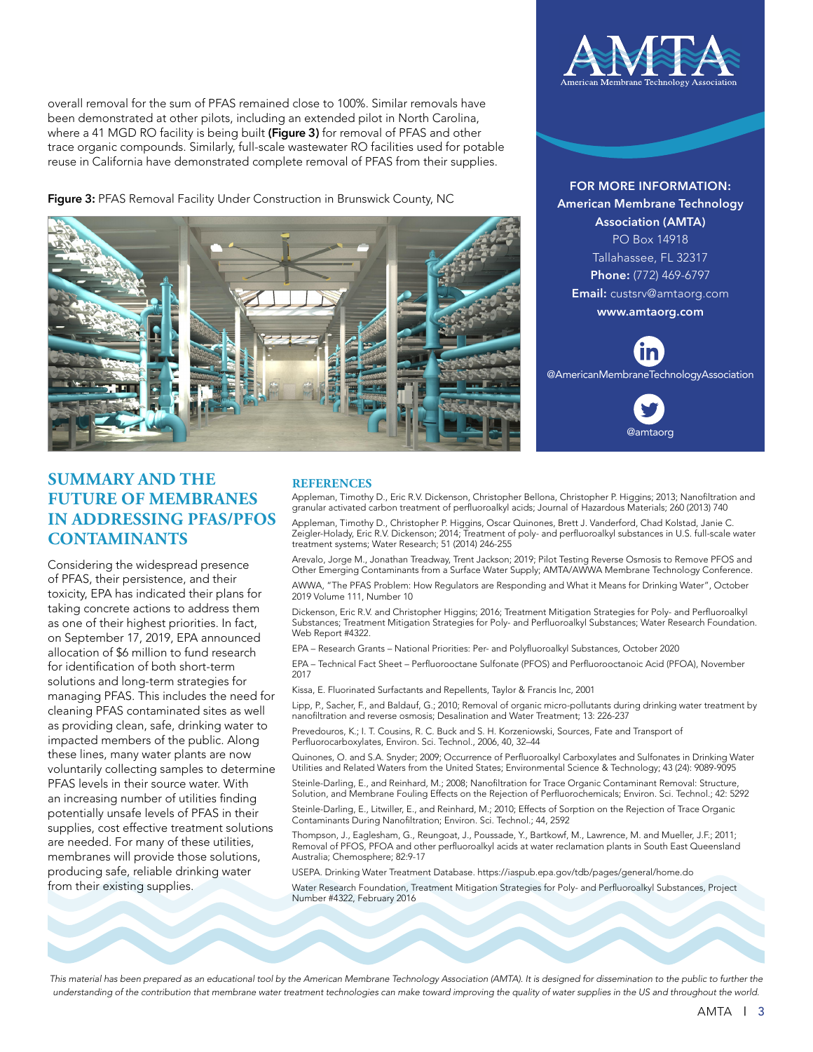overall removal for the sum of PFAS remained close to 100%. Similar removals have been demonstrated at other pilots, including an extended pilot in North Carolina, where a 41 MGD RO facility is being built **(Figure 3)** for removal of PFAS and other trace organic compounds. Similarly, full-scale wastewater RO facilities used for potable reuse in California have demonstrated complete removal of PFAS from their supplies.

**Figure 3:** PFAS Removal Facility Under Construction in Brunswick County, NC

**FOR MORE INFORMATION:**
**American Membrane Technology Association (AMTA)**
PO Box 14918
Tallahassee, FL 32317
**Phone:** (772) 469-6797
**Email:** custsrv@amtaorg.com
**www.amtaorg.com**

@AmericanMembraneTechnologyAssociation

@amtaorg

## SUMMARY AND THE FUTURE OF MEMBRANES IN ADDRESSING PFAS/PFOS CONTAMINANTS

Considering the widespread presence of PFAS, their persistence, and their toxicity, EPA has indicated their plans for taking concrete actions to address them as one of their highest priorities. In fact, on September 17, 2019, EPA announced allocation of $6 million to fund research for identification of both short-term solutions and long-term strategies for managing PFAS. This includes the need for cleaning PFAS contaminated sites as well as providing clean, safe, drinking water to impacted members of the public. Along these lines, many water plants are now voluntarily collecting samples to determine PFAS levels in their source water. With an increasing number of utilities finding potentially unsafe levels of PFAS in their supplies, cost effective treatment solutions are needed. For many of these utilities, membranes will provide those solutions, producing safe, reliable drinking water from their existing supplies.

## REFERENCES

Appleman, Timothy D., Eric R.V. Dickenson, Christopher Bellona, Christopher P. Higgins; 2013; Nanofiltration and granular activated carbon treatment of perfluoroalkyl acids; Journal of Hazardous Materials; 260 (2013) 740

Appleman, Timothy D., Christopher P. Higgins, Oscar Quinones, Brett J. Vanderford, Chad Kolstad, Janie C. Zeigler-Holady, Eric R.V. Dickenson; 2014; Treatment of poly- and perfluoroalkyl substances in U.S. full-scale water treatment systems; Water Research; 51 (2014) 246-255

Arevalo, Jorge M., Jonathan Treadway, Trent Jackson; 2019; Pilot Testing Reverse Osmosis to Remove PFOS and Other Emerging Contaminants from a Surface Water Supply; AMTA/AWWA Membrane Technology Conference.

AWWA, "The PFAS Problem: How Regulators are Responding and What it Means for Drinking Water", October 2019 Volume 111, Number 10

Dickenson, Eric R.V. and Christopher Higgins; 2016; Treatment Mitigation Strategies for Poly- and Perfluoroalkyl Substances; Treatment Mitigation Strategies for Poly- and Perfluoroalkyl Substances; Water Research Foundation. Web Report #4322.

EPA – Research Grants – National Priorities: Per- and Polyfluoroalkyl Substances, October 2020

EPA – Technical Fact Sheet – Perfluorooctane Sulfonate (PFOS) and Perfluorooctanoic Acid (PFOA), November 2017

Kissa, E. Fluorinated Surfactants and Repellents, Taylor & Francis Inc, 2001

Lipp, P., Sacher, F., and Baldauf, G.; 2010; Removal of organic micro-pollutants during drinking water treatment by nanofiltration and reverse osmosis; Desalination and Water Treatment; 13: 226-237

Prevedouros, K.; I. T. Cousins, R. C. Buck and S. H. Korzeniowski, Sources, Fate and Transport of Perfluorocarboxylates, Environ. Sci. Technol., 2006, 40, 32–44

Quinones, O. and S.A. Snyder; 2009; Occurrence of Perfluoroalkyl Carboxylates and Sulfonates in Drinking Water Utilities and Related Waters from the United States; Environmental Science & Technology; 43 (24): 9089-9095

Steinle-Darling, E., and Reinhard, M.; 2008; Nanofiltration for Trace Organic Contaminant Removal: Structure, Solution, and Membrane Fouling Effects on the Rejection of Perfluorochemicals; Environ. Sci. Technol.; 42: 5292

Steinle-Darling, E., Litwiller, E., and Reinhard, M.; 2010; Effects of Sorption on the Rejection of Trace Organic Contaminants During Nanofiltration; Environ. Sci. Technol.; 44, 2592

Thompson, J., Eaglesham, G., Reungoat, J., Poussade, Y., Bartkowf, M., Lawrence, M. and Mueller, J.F.; 2011; Removal of PFOS, PFOA and other perfluoroalkyl acids at water reclamation plants in South East Queensland Australia; Chemosphere; 82:9-17

USEPA. Drinking Water Treatment Database. https://iaspub.epa.gov/tdb/pages/general/home.do

Water Research Foundation, Treatment Mitigation Strategies for Poly- and Perfluoroalkyl Substances, Project Number #4322, February 2016

*This material has been prepared as an educational tool by the American Membrane Technology Association (AMTA). It is designed for dissemination to the public to further the understanding of the contribution that membrane water treatment technologies can make toward improving the quality of water supplies in the US and throughout the world.*